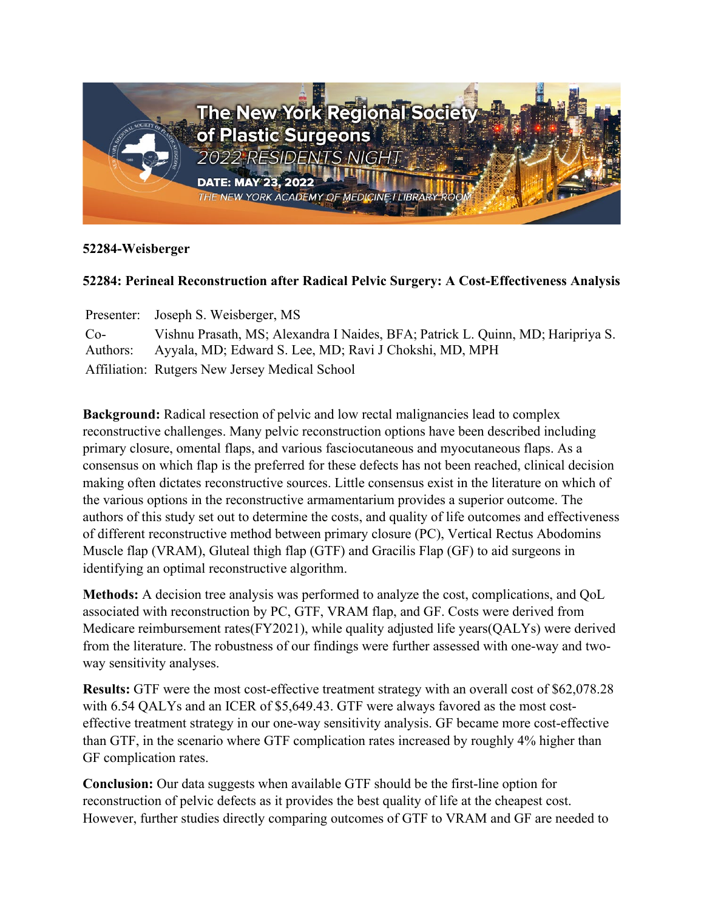# The New York Regional Society of Plastic Surgeons

## 2022 RESIDENTS NIGHT

**DATE: MAY 23, 2022**

*THE NEW YORK ACADEMY OF MEDICINE I LIBRARY ROOM*

**52284-Weisberger**

**52284: Perineal Reconstruction after Radical Pelvic Surgery: A Cost-Effectiveness Analysis**

| | |
|---|---|
| Presenter: | Joseph S. Weisberger, MS |
| Co-Authors: | Vishnu Prasath, MS; Alexandra I Naides, BFA; Patrick L. Quinn, MD; Haripriya S. Ayyala, MD; Edward S. Lee, MD; Ravi J Chokshi, MD, MPH |
| Affiliation: | Rutgers New Jersey Medical School |

**Background:** Radical resection of pelvic and low rectal malignancies lead to complex reconstructive challenges. Many pelvic reconstruction options have been described including primary closure, omental flaps, and various fasciocutaneous and myocutaneous flaps. As a consensus on which flap is the preferred for these defects has not been reached, clinical decision making often dictates reconstructive sources. Little consensus exist in the literature on which of the various options in the reconstructive armamentarium provides a superior outcome. The authors of this study set out to determine the costs, and quality of life outcomes and effectiveness of different reconstructive method between primary closure (PC), Vertical Rectus Abodomins Muscle flap (VRAM), Gluteal thigh flap (GTF) and Gracilis Flap (GF) to aid surgeons in identifying an optimal reconstructive algorithm.

**Methods:** A decision tree analysis was performed to analyze the cost, complications, and QoL associated with reconstruction by PC, GTF, VRAM flap, and GF. Costs were derived from Medicare reimbursement rates(FY2021), while quality adjusted life years(QALYs) were derived from the literature. The robustness of our findings were further assessed with one-way and two-way sensitivity analyses.

**Results:** GTF were the most cost-effective treatment strategy with an overall cost of $62,078.28 with 6.54 QALYs and an ICER of $5,649.43. GTF were always favored as the most cost-effective treatment strategy in our one-way sensitivity analysis. GF became more cost-effective than GTF, in the scenario where GTF complication rates increased by roughly 4% higher than GF complication rates.

**Conclusion:** Our data suggests when available GTF should be the first-line option for reconstruction of pelvic defects as it provides the best quality of life at the cheapest cost. However, further studies directly comparing outcomes of GTF to VRAM and GF are needed to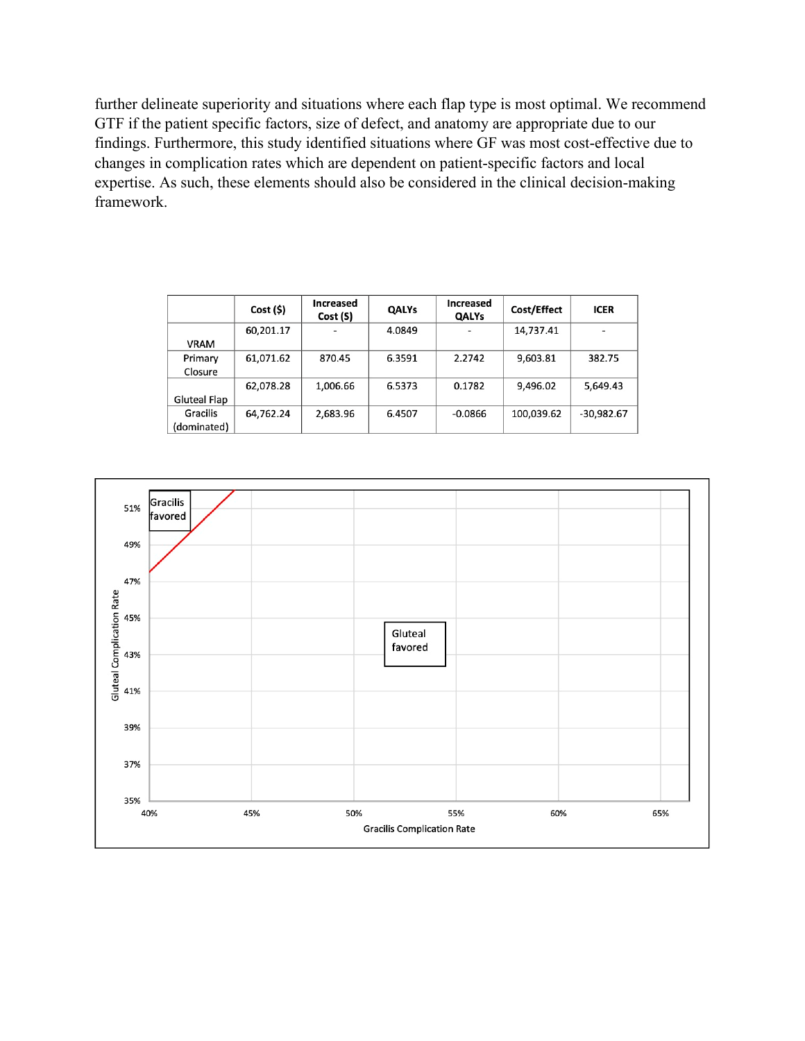further delineate superiority and situations where each flap type is most optimal. We recommend GTF if the patient specific factors, size of defect, and anatomy are appropriate due to our findings. Furthermore, this study identified situations where GF was most cost-effective due to changes in complication rates which are dependent on patient-specific factors and local expertise. As such, these elements should also be considered in the clinical decision-making framework.

| | Cost ($) | Increased Cost ($) | QALYs | Increased QALYs | Cost/Effect | ICER |
|---|---|---|---|---|---|---|
| VRAM | 60,201.17 | - | 4.0849 | - | 14,737.41 | - |
| Primary Closure | 61,071.62 | 870.45 | 6.3591 | 2.2742 | 9,603.81 | 382.75 |
| Gluteal Flap | 62,078.28 | 1,006.66 | 6.5373 | 0.1782 | 9,496.02 | 5,649.43 |
| Gracilis (dominated) | 64,762.24 | 2,683.96 | 6.4507 | -0.0866 | 100,039.62 | -30,982.67 |

Gracilis favored

Gluteal favored

Gluteal Complication Rate

51%
49%
47%
45%
43%
41%
39%
37%
35%

40%
45%
50%
55%
60%
65%

Gracilis Complication Rate